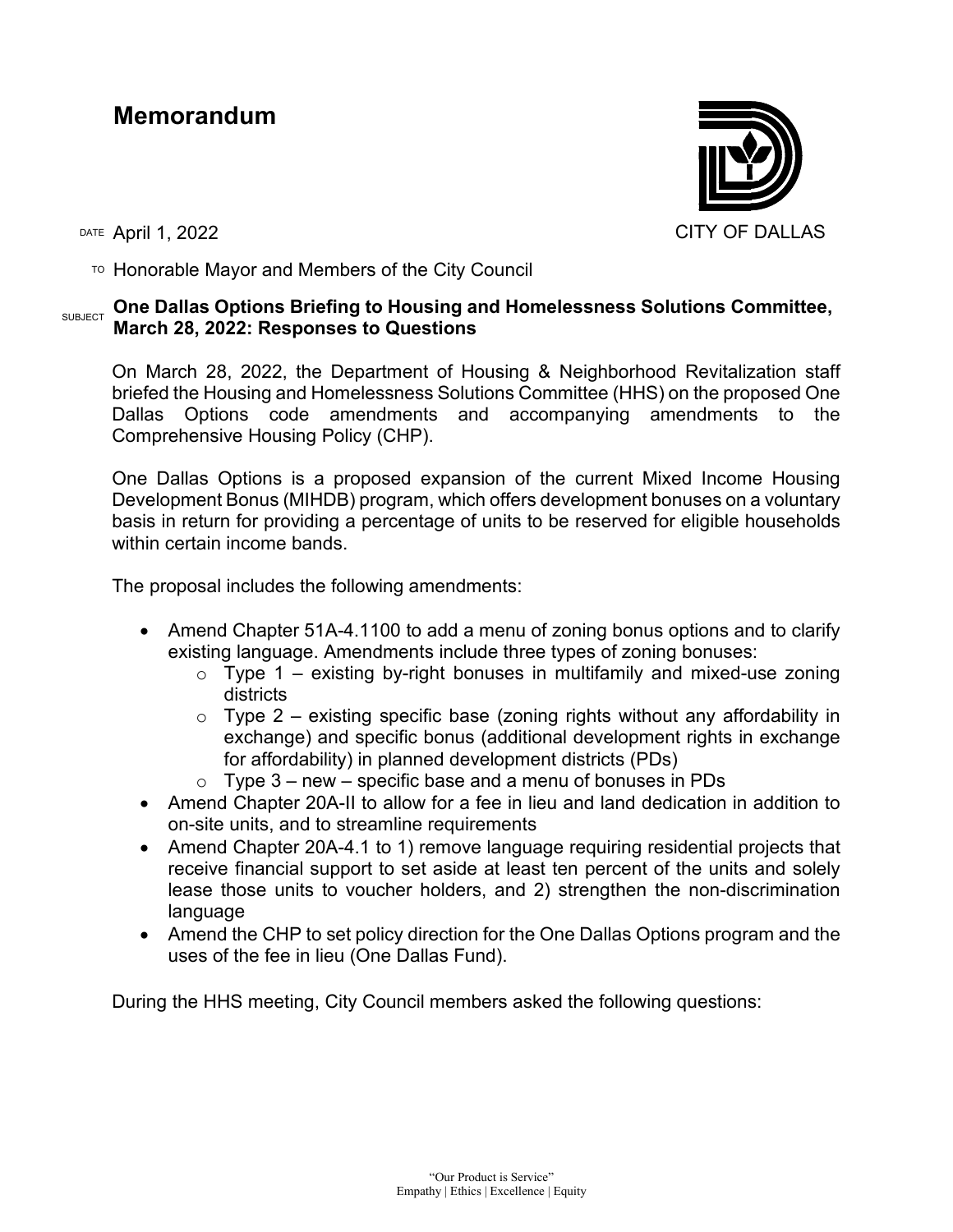# Memorandum

CITY OF DALLAS

DATE April 1, 2022

TO Honorable Mayor and Members of the City Council

SUBJECT **One Dallas Options Briefing to Housing and Homelessness Solutions Committee, March 28, 2022: Responses to Questions**

On March 28, 2022, the Department of Housing & Neighborhood Revitalization staff briefed the Housing and Homelessness Solutions Committee (HHS) on the proposed One Dallas Options code amendments and accompanying amendments to the Comprehensive Housing Policy (CHP).

One Dallas Options is a proposed expansion of the current Mixed Income Housing Development Bonus (MIHDB) program, which offers development bonuses on a voluntary basis in return for providing a percentage of units to be reserved for eligible households within certain income bands.

The proposal includes the following amendments:

- Amend Chapter 51A-4.1100 to add a menu of zoning bonus options and to clarify existing language. Amendments include three types of zoning bonuses:
  - Type 1 – existing by-right bonuses in multifamily and mixed-use zoning districts
  - Type 2 – existing specific base (zoning rights without any affordability in exchange) and specific bonus (additional development rights in exchange for affordability) in planned development districts (PDs)
  - Type 3 – new – specific base and a menu of bonuses in PDs
- Amend Chapter 20A-II to allow for a fee in lieu and land dedication in addition to on-site units, and to streamline requirements
- Amend Chapter 20A-4.1 to 1) remove language requiring residential projects that receive financial support to set aside at least ten percent of the units and solely lease those units to voucher holders, and 2) strengthen the non-discrimination language
- Amend the CHP to set policy direction for the One Dallas Options program and the uses of the fee in lieu (One Dallas Fund).

During the HHS meeting, City Council members asked the following questions: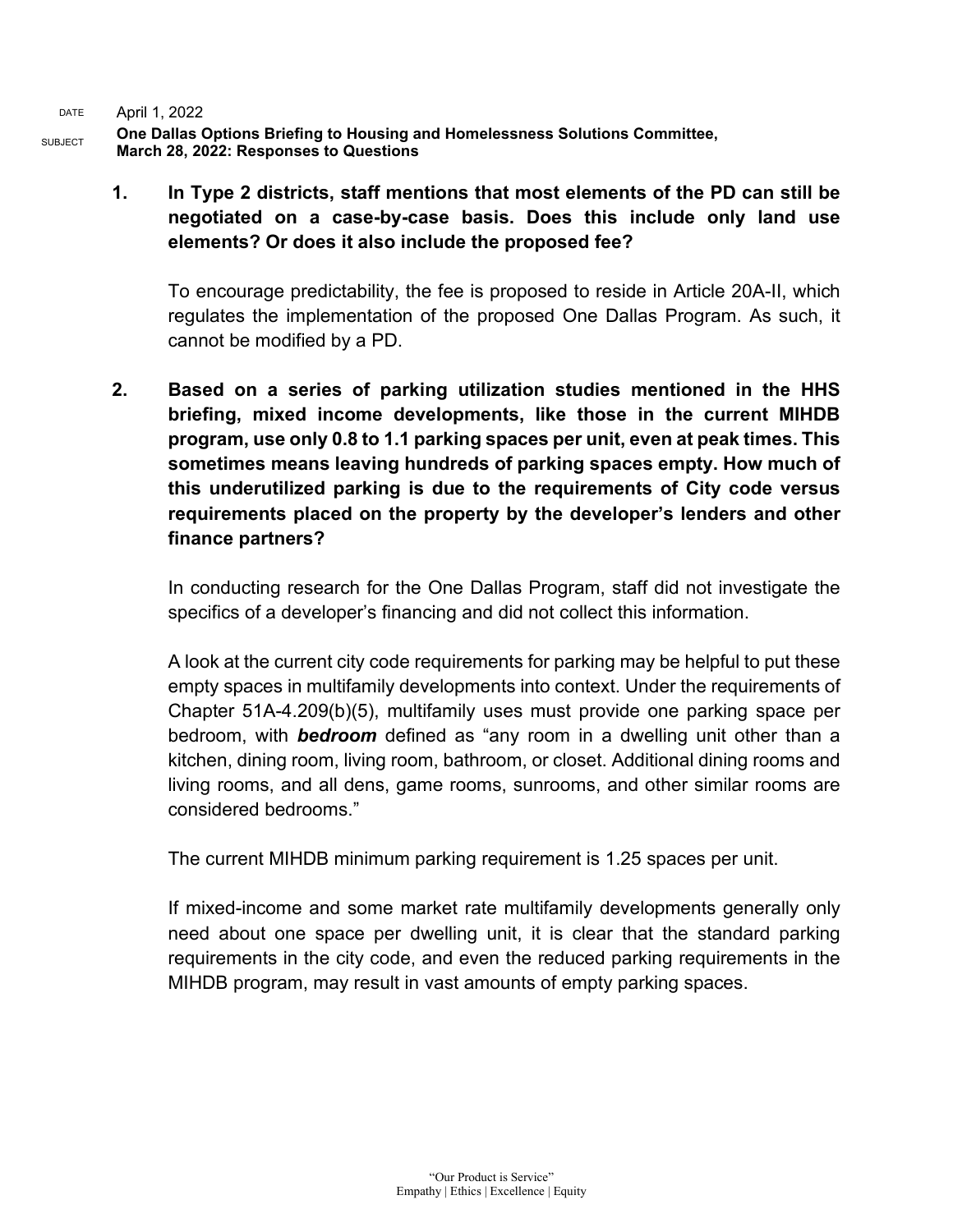DATE April 1, 2022

SUBJECT **One Dallas Options Briefing to Housing and Homelessness Solutions Committee, March 28, 2022: Responses to Questions**

1. **In Type 2 districts, staff mentions that most elements of the PD can still be negotiated on a case-by-case basis. Does this include only land use elements? Or does it also include the proposed fee?**

   To encourage predictability, the fee is proposed to reside in Article 20A-II, which regulates the implementation of the proposed One Dallas Program. As such, it cannot be modified by a PD.

2. **Based on a series of parking utilization studies mentioned in the HHS briefing, mixed income developments, like those in the current MIHDB program, use only 0.8 to 1.1 parking spaces per unit, even at peak times. This sometimes means leaving hundreds of parking spaces empty. How much of this underutilized parking is due to the requirements of City code versus requirements placed on the property by the developer's lenders and other finance partners?**

   In conducting research for the One Dallas Program, staff did not investigate the specifics of a developer's financing and did not collect this information.

   A look at the current city code requirements for parking may be helpful to put these empty spaces in multifamily developments into context. Under the requirements of Chapter 51A-4.209(b)(5), multifamily uses must provide one parking space per bedroom, with ***bedroom*** defined as "any room in a dwelling unit other than a kitchen, dining room, living room, bathroom, or closet. Additional dining rooms and living rooms, and all dens, game rooms, sunrooms, and other similar rooms are considered bedrooms."

   The current MIHDB minimum parking requirement is 1.25 spaces per unit.

   If mixed-income and some market rate multifamily developments generally only need about one space per dwelling unit, it is clear that the standard parking requirements in the city code, and even the reduced parking requirements in the MIHDB program, may result in vast amounts of empty parking spaces.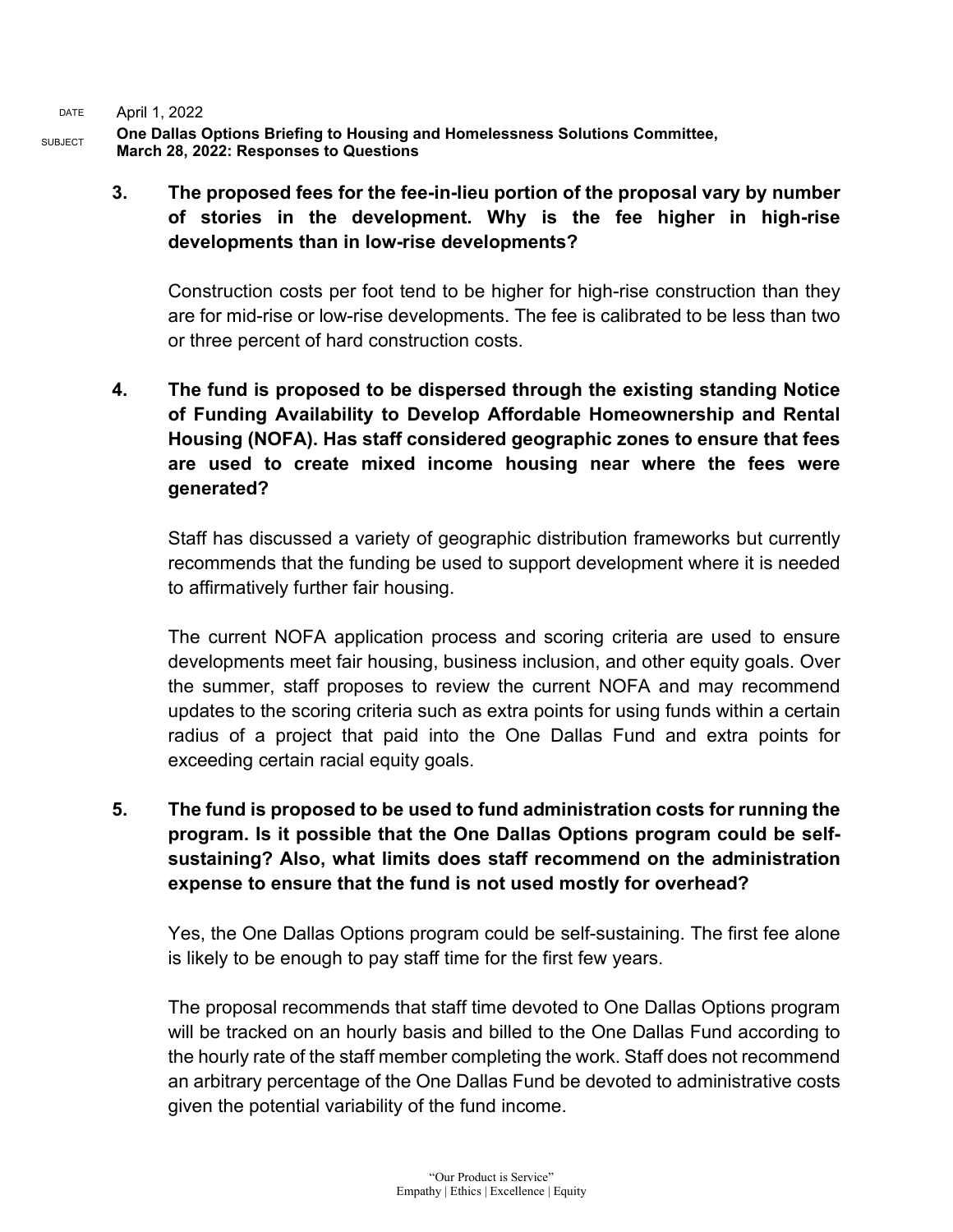DATE April 1, 2022

SUBJECT **One Dallas Options Briefing to Housing and Homelessness Solutions Committee, March 28, 2022: Responses to Questions**

**3. The proposed fees for the fee-in-lieu portion of the proposal vary by number of stories in the development. Why is the fee higher in high-rise developments than in low-rise developments?**

Construction costs per foot tend to be higher for high-rise construction than they are for mid-rise or low-rise developments. The fee is calibrated to be less than two or three percent of hard construction costs.

**4. The fund is proposed to be dispersed through the existing standing Notice of Funding Availability to Develop Affordable Homeownership and Rental Housing (NOFA). Has staff considered geographic zones to ensure that fees are used to create mixed income housing near where the fees were generated?**

Staff has discussed a variety of geographic distribution frameworks but currently recommends that the funding be used to support development where it is needed to affirmatively further fair housing.

The current NOFA application process and scoring criteria are used to ensure developments meet fair housing, business inclusion, and other equity goals. Over the summer, staff proposes to review the current NOFA and may recommend updates to the scoring criteria such as extra points for using funds within a certain radius of a project that paid into the One Dallas Fund and extra points for exceeding certain racial equity goals.

**5. The fund is proposed to be used to fund administration costs for running the program. Is it possible that the One Dallas Options program could be self-sustaining? Also, what limits does staff recommend on the administration expense to ensure that the fund is not used mostly for overhead?**

Yes, the One Dallas Options program could be self-sustaining. The first fee alone is likely to be enough to pay staff time for the first few years.

The proposal recommends that staff time devoted to One Dallas Options program will be tracked on an hourly basis and billed to the One Dallas Fund according to the hourly rate of the staff member completing the work. Staff does not recommend an arbitrary percentage of the One Dallas Fund be devoted to administrative costs given the potential variability of the fund income.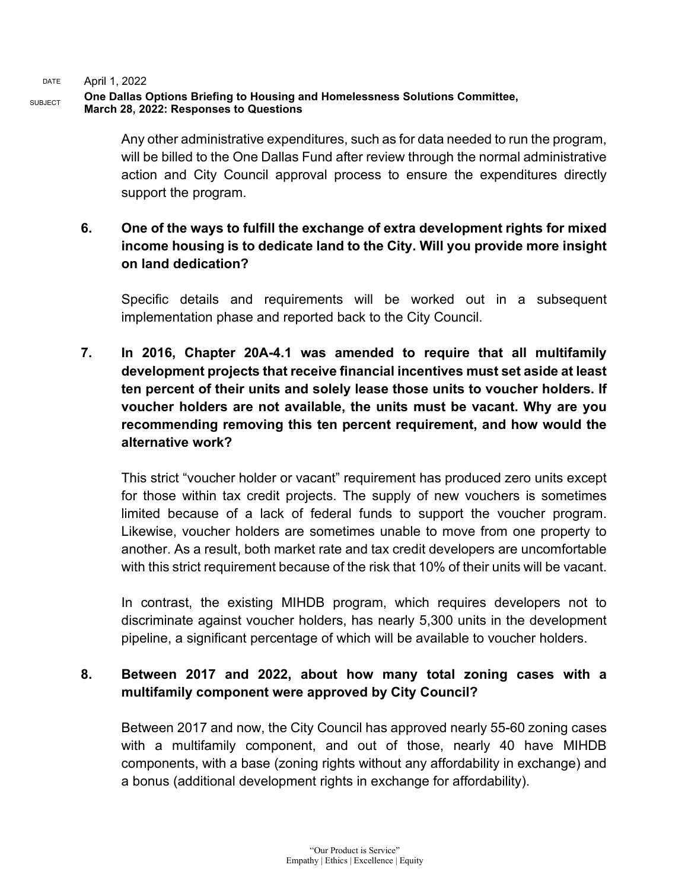Any other administrative expenditures, such as for data needed to run the program, will be billed to the One Dallas Fund after review through the normal administrative action and City Council approval process to ensure the expenditures directly support the program.

**6. One of the ways to fulfill the exchange of extra development rights for mixed income housing is to dedicate land to the City. Will you provide more insight on land dedication?**

Specific details and requirements will be worked out in a subsequent implementation phase and reported back to the City Council.

**7. In 2016, Chapter 20A-4.1 was amended to require that all multifamily development projects that receive financial incentives must set aside at least ten percent of their units and solely lease those units to voucher holders. If voucher holders are not available, the units must be vacant. Why are you recommending removing this ten percent requirement, and how would the alternative work?**

This strict "voucher holder or vacant" requirement has produced zero units except for those within tax credit projects. The supply of new vouchers is sometimes limited because of a lack of federal funds to support the voucher program. Likewise, voucher holders are sometimes unable to move from one property to another. As a result, both market rate and tax credit developers are uncomfortable with this strict requirement because of the risk that 10% of their units will be vacant.

In contrast, the existing MIHDB program, which requires developers not to discriminate against voucher holders, has nearly 5,300 units in the development pipeline, a significant percentage of which will be available to voucher holders.

**8. Between 2017 and 2022, about how many total zoning cases with a multifamily component were approved by City Council?**

Between 2017 and now, the City Council has approved nearly 55-60 zoning cases with a multifamily component, and out of those, nearly 40 have MIHDB components, with a base (zoning rights without any affordability in exchange) and a bonus (additional development rights in exchange for affordability).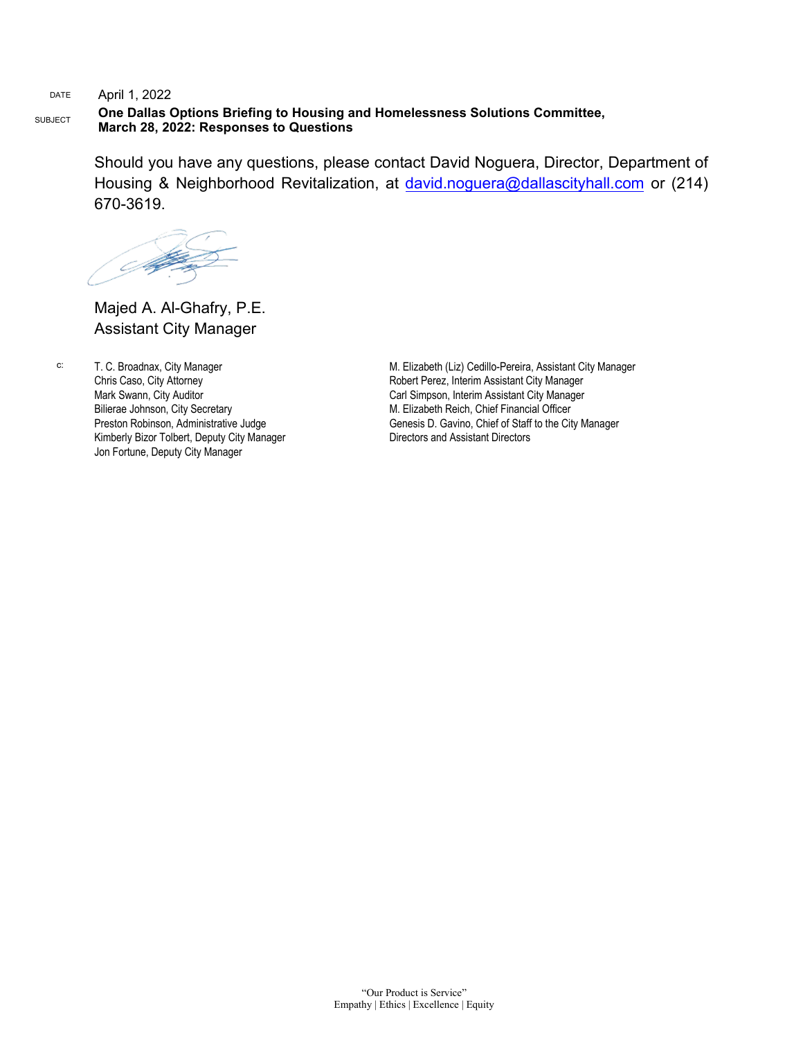DATE April 1, 2022

SUBJECT **One Dallas Options Briefing to Housing and Homelessness Solutions Committee, March 28, 2022: Responses to Questions**

Should you have any questions, please contact David Noguera, Director, Department of Housing & Neighborhood Revitalization, at david.noguera@dallascityhall.com or (214) 670-3619.

Majed A. Al-Ghafry, P.E.
Assistant City Manager

c:
T. C. Broadnax, City Manager
Chris Caso, City Attorney
Mark Swann, City Auditor
Bilierae Johnson, City Secretary
Preston Robinson, Administrative Judge
Kimberly Bizor Tolbert, Deputy City Manager
Jon Fortune, Deputy City Manager
M. Elizabeth (Liz) Cedillo-Pereira, Assistant City Manager
Robert Perez, Interim Assistant City Manager
Carl Simpson, Interim Assistant City Manager
M. Elizabeth Reich, Chief Financial Officer
Genesis D. Gavino, Chief of Staff to the City Manager
Directors and Assistant Directors

"Our Product is Service"
Empathy | Ethics | Excellence | Equity